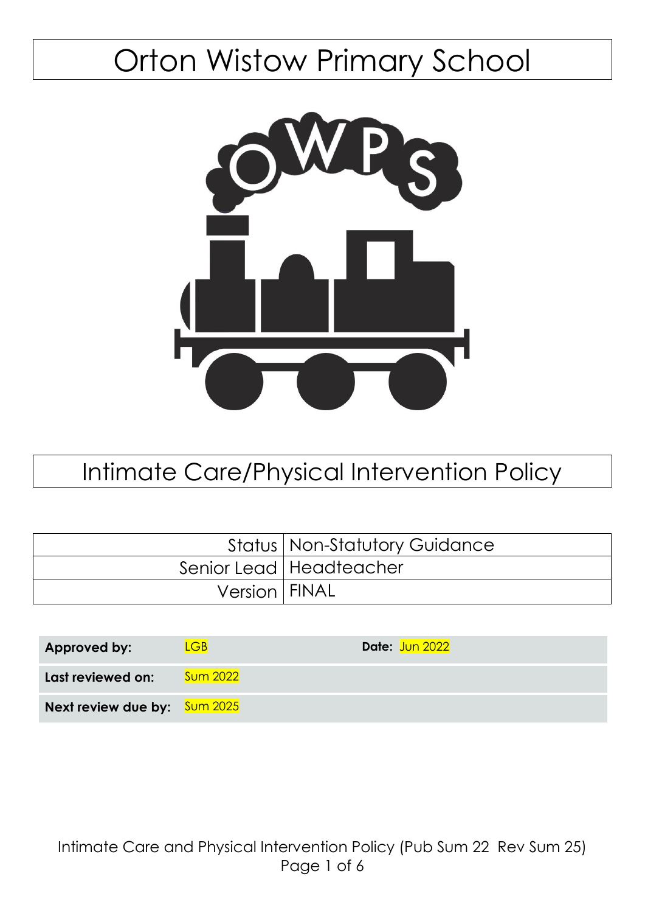# Orton Wistow Primary School

## Intimate Care/Physical Intervention Policy

| | |
|---|---|
| Status | Non-Statutory Guidance |
| Senior Lead | Headteacher |
| Version | FINAL |

| | | | |
|---|---|---|---|
| **Approved by:** | LGB | **Date:** | Jun 2022 |
| **Last reviewed on:** | Sum 2022 | | |
| **Next review due by:** | Sum 2025 | | |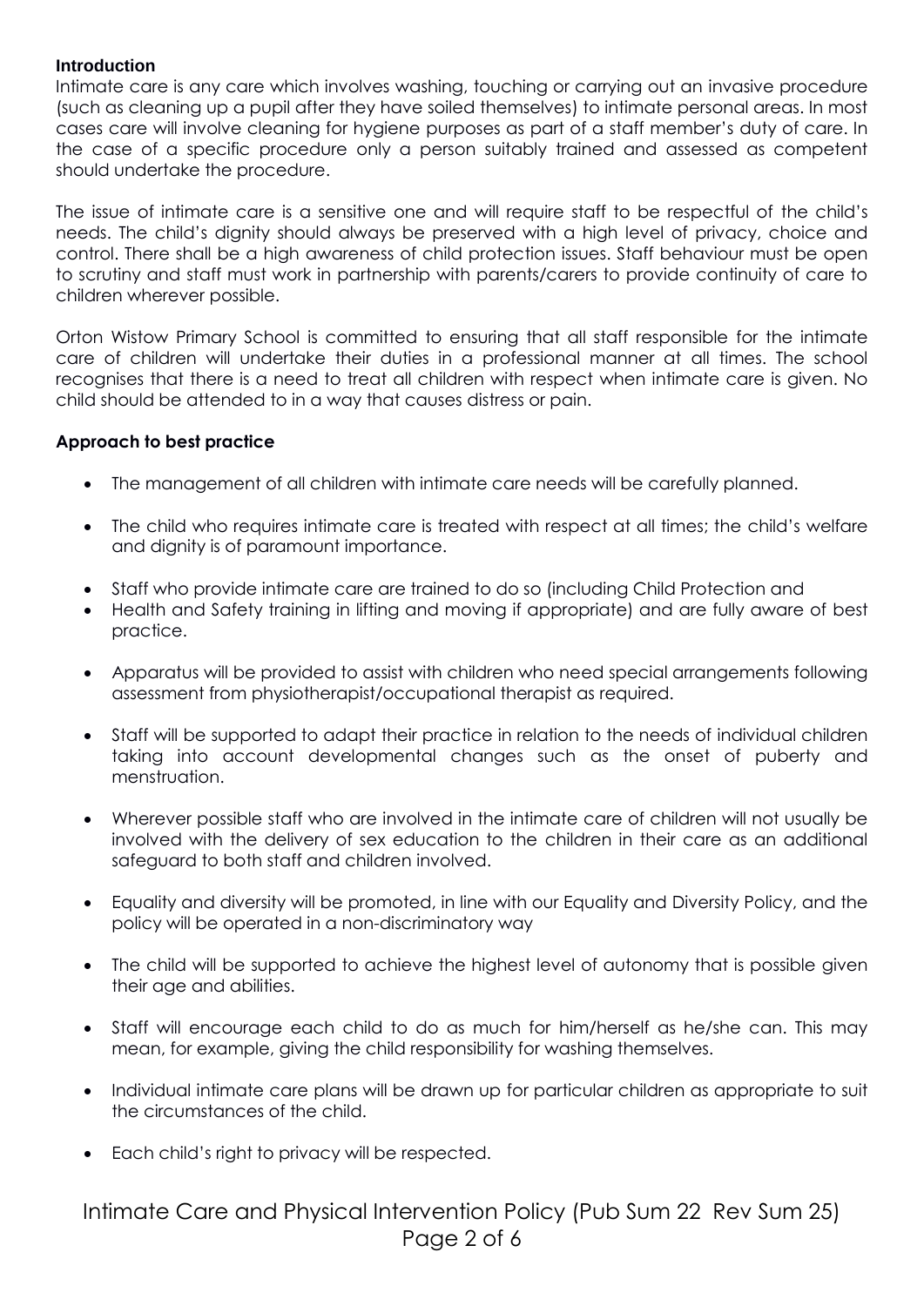**Introduction**

Intimate care is any care which involves washing, touching or carrying out an invasive procedure (such as cleaning up a pupil after they have soiled themselves) to intimate personal areas. In most cases care will involve cleaning for hygiene purposes as part of a staff member's duty of care. In the case of a specific procedure only a person suitably trained and assessed as competent should undertake the procedure.

The issue of intimate care is a sensitive one and will require staff to be respectful of the child's needs. The child's dignity should always be preserved with a high level of privacy, choice and control. There shall be a high awareness of child protection issues. Staff behaviour must be open to scrutiny and staff must work in partnership with parents/carers to provide continuity of care to children wherever possible.

Orton Wistow Primary School is committed to ensuring that all staff responsible for the intimate care of children will undertake their duties in a professional manner at all times. The school recognises that there is a need to treat all children with respect when intimate care is given. No child should be attended to in a way that causes distress or pain.

**Approach to best practice**

- The management of all children with intimate care needs will be carefully planned.
- The child who requires intimate care is treated with respect at all times; the child's welfare and dignity is of paramount importance.
- Staff who provide intimate care are trained to do so (including Child Protection and
- Health and Safety training in lifting and moving if appropriate) and are fully aware of best practice.
- Apparatus will be provided to assist with children who need special arrangements following assessment from physiotherapist/occupational therapist as required.
- Staff will be supported to adapt their practice in relation to the needs of individual children taking into account developmental changes such as the onset of puberty and menstruation.
- Wherever possible staff who are involved in the intimate care of children will not usually be involved with the delivery of sex education to the children in their care as an additional safeguard to both staff and children involved.
- Equality and diversity will be promoted, in line with our Equality and Diversity Policy, and the policy will be operated in a non-discriminatory way
- The child will be supported to achieve the highest level of autonomy that is possible given their age and abilities.
- Staff will encourage each child to do as much for him/herself as he/she can. This may mean, for example, giving the child responsibility for washing themselves.
- Individual intimate care plans will be drawn up for particular children as appropriate to suit the circumstances of the child.
- Each child's right to privacy will be respected.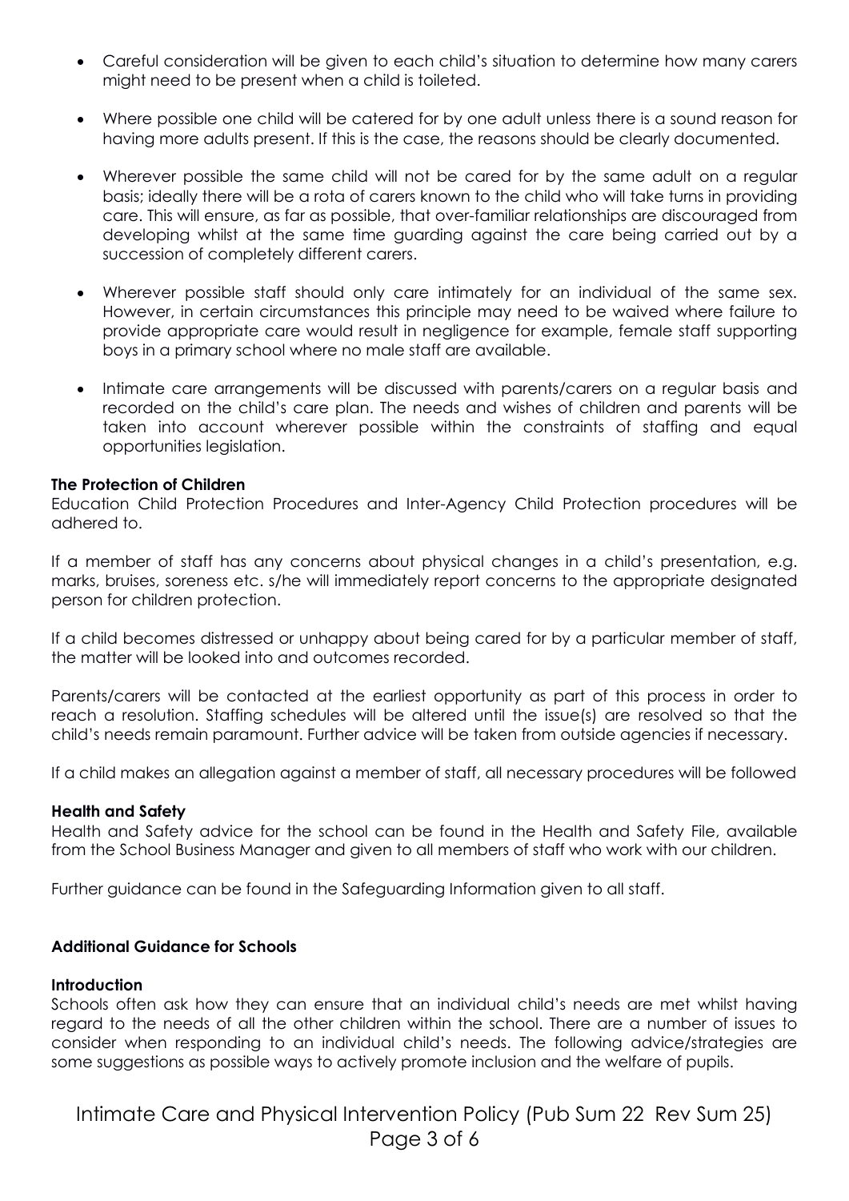- Careful consideration will be given to each child's situation to determine how many carers might need to be present when a child is toileted.

- Where possible one child will be catered for by one adult unless there is a sound reason for having more adults present. If this is the case, the reasons should be clearly documented.

- Wherever possible the same child will not be cared for by the same adult on a regular basis; ideally there will be a rota of carers known to the child who will take turns in providing care. This will ensure, as far as possible, that over-familiar relationships are discouraged from developing whilst at the same time guarding against the care being carried out by a succession of completely different carers.

- Wherever possible staff should only care intimately for an individual of the same sex. However, in certain circumstances this principle may need to be waived where failure to provide appropriate care would result in negligence for example, female staff supporting boys in a primary school where no male staff are available.

- Intimate care arrangements will be discussed with parents/carers on a regular basis and recorded on the child's care plan. The needs and wishes of children and parents will be taken into account wherever possible within the constraints of staffing and equal opportunities legislation.

**The Protection of Children**

Education Child Protection Procedures and Inter-Agency Child Protection procedures will be adhered to.

If a member of staff has any concerns about physical changes in a child's presentation, e.g. marks, bruises, soreness etc. s/he will immediately report concerns to the appropriate designated person for children protection.

If a child becomes distressed or unhappy about being cared for by a particular member of staff, the matter will be looked into and outcomes recorded.

Parents/carers will be contacted at the earliest opportunity as part of this process in order to reach a resolution. Staffing schedules will be altered until the issue(s) are resolved so that the child's needs remain paramount. Further advice will be taken from outside agencies if necessary.

If a child makes an allegation against a member of staff, all necessary procedures will be followed

**Health and Safety**

Health and Safety advice for the school can be found in the Health and Safety File, available from the School Business Manager and given to all members of staff who work with our children.

Further guidance can be found in the Safeguarding Information given to all staff.

**Additional Guidance for Schools**

**Introduction**

Schools often ask how they can ensure that an individual child's needs are met whilst having regard to the needs of all the other children within the school. There are a number of issues to consider when responding to an individual child's needs. The following advice/strategies are some suggestions as possible ways to actively promote inclusion and the welfare of pupils.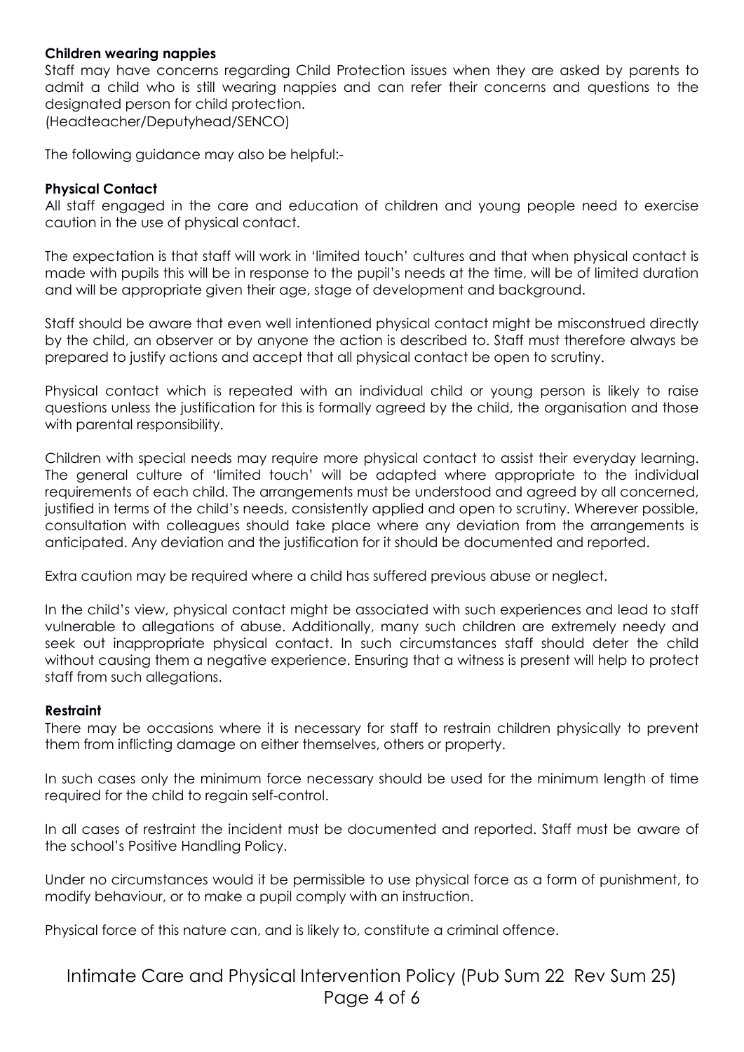### Children wearing nappies

Staff may have concerns regarding Child Protection issues when they are asked by parents to admit a child who is still wearing nappies and can refer their concerns and questions to the designated person for child protection.
(Headteacher/Deputyhead/SENCO)

The following guidance may also be helpful:-

### Physical Contact

All staff engaged in the care and education of children and young people need to exercise caution in the use of physical contact.

The expectation is that staff will work in 'limited touch' cultures and that when physical contact is made with pupils this will be in response to the pupil's needs at the time, will be of limited duration and will be appropriate given their age, stage of development and background.

Staff should be aware that even well intentioned physical contact might be misconstrued directly by the child, an observer or by anyone the action is described to. Staff must therefore always be prepared to justify actions and accept that all physical contact be open to scrutiny.

Physical contact which is repeated with an individual child or young person is likely to raise questions unless the justification for this is formally agreed by the child, the organisation and those with parental responsibility.

Children with special needs may require more physical contact to assist their everyday learning. The general culture of 'limited touch' will be adapted where appropriate to the individual requirements of each child. The arrangements must be understood and agreed by all concerned, justified in terms of the child's needs, consistently applied and open to scrutiny. Wherever possible, consultation with colleagues should take place where any deviation from the arrangements is anticipated. Any deviation and the justification for it should be documented and reported.

Extra caution may be required where a child has suffered previous abuse or neglect.

In the child's view, physical contact might be associated with such experiences and lead to staff vulnerable to allegations of abuse. Additionally, many such children are extremely needy and seek out inappropriate physical contact. In such circumstances staff should deter the child without causing them a negative experience. Ensuring that a witness is present will help to protect staff from such allegations.

### Restraint

There may be occasions where it is necessary for staff to restrain children physically to prevent them from inflicting damage on either themselves, others or property.

In such cases only the minimum force necessary should be used for the minimum length of time required for the child to regain self-control.

In all cases of restraint the incident must be documented and reported. Staff must be aware of the school's Positive Handling Policy.

Under no circumstances would it be permissible to use physical force as a form of punishment, to modify behaviour, or to make a pupil comply with an instruction.

Physical force of this nature can, and is likely to, constitute a criminal offence.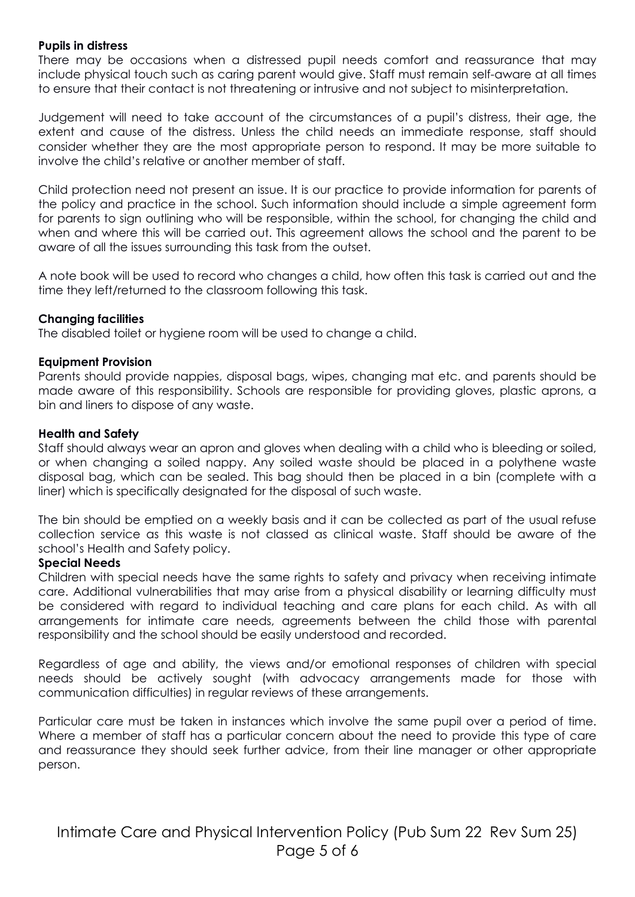**Pupils in distress**

There may be occasions when a distressed pupil needs comfort and reassurance that may include physical touch such as caring parent would give. Staff must remain self-aware at all times to ensure that their contact is not threatening or intrusive and not subject to misinterpretation.

Judgement will need to take account of the circumstances of a pupil's distress, their age, the extent and cause of the distress. Unless the child needs an immediate response, staff should consider whether they are the most appropriate person to respond. It may be more suitable to involve the child's relative or another member of staff.

Child protection need not present an issue. It is our practice to provide information for parents of the policy and practice in the school. Such information should include a simple agreement form for parents to sign outlining who will be responsible, within the school, for changing the child and when and where this will be carried out. This agreement allows the school and the parent to be aware of all the issues surrounding this task from the outset.

A note book will be used to record who changes a child, how often this task is carried out and the time they left/returned to the classroom following this task.

**Changing facilities**

The disabled toilet or hygiene room will be used to change a child.

**Equipment Provision**

Parents should provide nappies, disposal bags, wipes, changing mat etc. and parents should be made aware of this responsibility. Schools are responsible for providing gloves, plastic aprons, a bin and liners to dispose of any waste.

**Health and Safety**

Staff should always wear an apron and gloves when dealing with a child who is bleeding or soiled, or when changing a soiled nappy. Any soiled waste should be placed in a polythene waste disposal bag, which can be sealed. This bag should then be placed in a bin (complete with a liner) which is specifically designated for the disposal of such waste.

The bin should be emptied on a weekly basis and it can be collected as part of the usual refuse collection service as this waste is not classed as clinical waste. Staff should be aware of the school's Health and Safety policy.

**Special Needs**

Children with special needs have the same rights to safety and privacy when receiving intimate care. Additional vulnerabilities that may arise from a physical disability or learning difficulty must be considered with regard to individual teaching and care plans for each child. As with all arrangements for intimate care needs, agreements between the child those with parental responsibility and the school should be easily understood and recorded.

Regardless of age and ability, the views and/or emotional responses of children with special needs should be actively sought (with advocacy arrangements made for those with communication difficulties) in regular reviews of these arrangements.

Particular care must be taken in instances which involve the same pupil over a period of time. Where a member of staff has a particular concern about the need to provide this type of care and reassurance they should seek further advice, from their line manager or other appropriate person.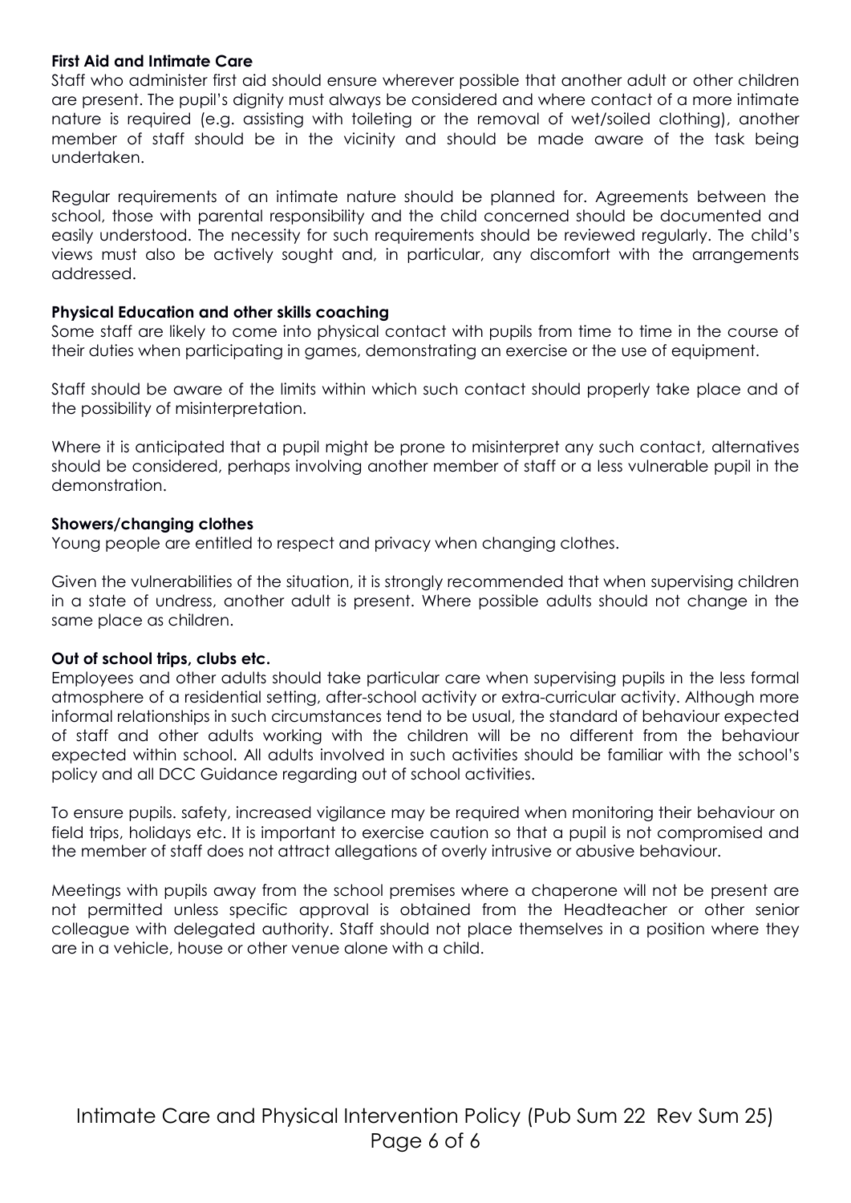**First Aid and Intimate Care**

Staff who administer first aid should ensure wherever possible that another adult or other children are present. The pupil's dignity must always be considered and where contact of a more intimate nature is required (e.g. assisting with toileting or the removal of wet/soiled clothing), another member of staff should be in the vicinity and should be made aware of the task being undertaken.

Regular requirements of an intimate nature should be planned for. Agreements between the school, those with parental responsibility and the child concerned should be documented and easily understood. The necessity for such requirements should be reviewed regularly. The child's views must also be actively sought and, in particular, any discomfort with the arrangements addressed.

**Physical Education and other skills coaching**

Some staff are likely to come into physical contact with pupils from time to time in the course of their duties when participating in games, demonstrating an exercise or the use of equipment.

Staff should be aware of the limits within which such contact should properly take place and of the possibility of misinterpretation.

Where it is anticipated that a pupil might be prone to misinterpret any such contact, alternatives should be considered, perhaps involving another member of staff or a less vulnerable pupil in the demonstration.

**Showers/changing clothes**

Young people are entitled to respect and privacy when changing clothes.

Given the vulnerabilities of the situation, it is strongly recommended that when supervising children in a state of undress, another adult is present. Where possible adults should not change in the same place as children.

**Out of school trips, clubs etc.**

Employees and other adults should take particular care when supervising pupils in the less formal atmosphere of a residential setting, after-school activity or extra-curricular activity. Although more informal relationships in such circumstances tend to be usual, the standard of behaviour expected of staff and other adults working with the children will be no different from the behaviour expected within school. All adults involved in such activities should be familiar with the school's policy and all DCC Guidance regarding out of school activities.

To ensure pupils. safety, increased vigilance may be required when monitoring their behaviour on field trips, holidays etc. It is important to exercise caution so that a pupil is not compromised and the member of staff does not attract allegations of overly intrusive or abusive behaviour.

Meetings with pupils away from the school premises where a chaperone will not be present are not permitted unless specific approval is obtained from the Headteacher or other senior colleague with delegated authority. Staff should not place themselves in a position where they are in a vehicle, house or other venue alone with a child.